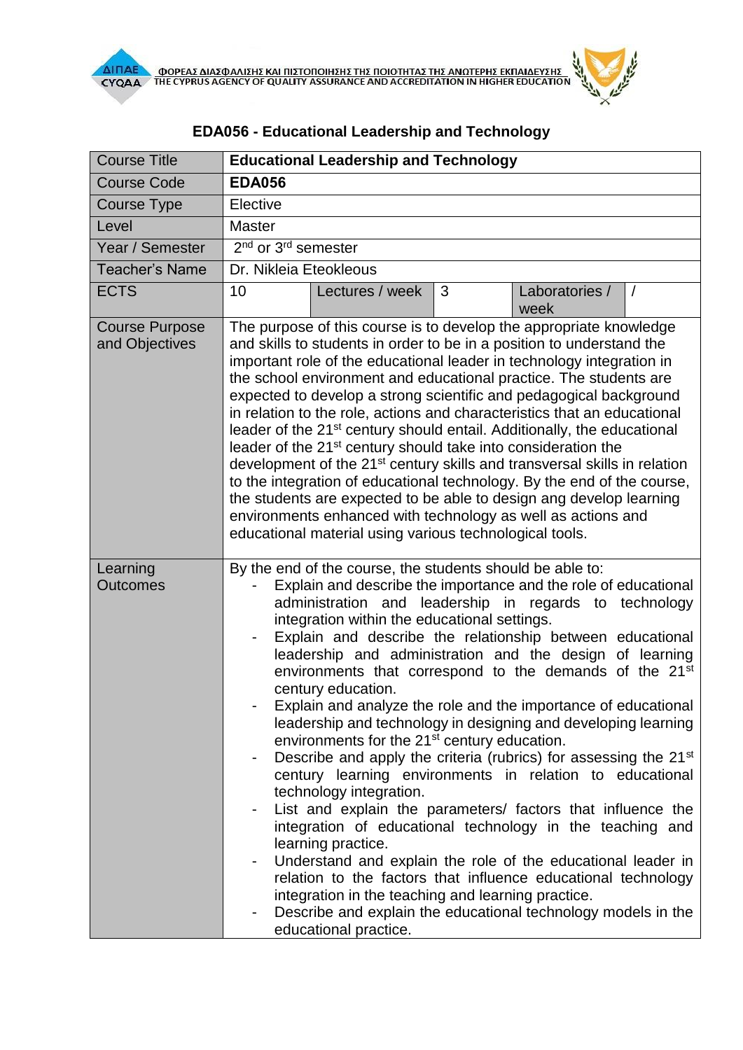# EDA056 - Educational Leadership and Technology

| Course Title | **Educational Leadership and Technology** | | | | |
|---|---|---|---|---|---|
| Course Code | **EDA056** | | | | |
| Course Type | Elective | | | | |
| Level | Master | | | | |
| Year / Semester | 2nd or 3rd semester | | | | |
| Teacher's Name | Dr. Nikleia Eteokleous | | | | |
| ECTS | 10 | Lectures / week | 3 | Laboratories / week | / |
| Course Purpose and Objectives | The purpose of this course is to develop the appropriate knowledge and skills to students in order to be in a position to understand the important role of the educational leader in technology integration in the school environment and educational practice. The students are expected to develop a strong scientific and pedagogical background in relation to the role, actions and characteristics that an educational leader of the 21st century should entail. Additionally, the educational leader of the 21st century should take into consideration the development of the 21st century skills and transversal skills in relation to the integration of educational technology. By the end of the course, the students are expected to be able to design ang develop learning environments enhanced with technology as well as actions and educational material using various technological tools. | | | | |
| Learning Outcomes | By the end of the course, the students should be able to:<br>- Explain and describe the importance and the role of educational administration and leadership in regards to technology integration within the educational settings.<br>- Explain and describe the relationship between educational leadership and administration and the design of learning environments that correspond to the demands of the 21st century education.<br>- Explain and analyze the role and the importance of educational leadership and technology in designing and developing learning environments for the 21st century education.<br>- Describe and apply the criteria (rubrics) for assessing the 21st century learning environments in relation to educational technology integration.<br>- List and explain the parameters/ factors that influence the integration of educational technology in the teaching and learning practice.<br>- Understand and explain the role of the educational leader in relation to the factors that influence educational technology integration in the teaching and learning practice.<br>- Describe and explain the educational technology models in the educational practice. | | | | |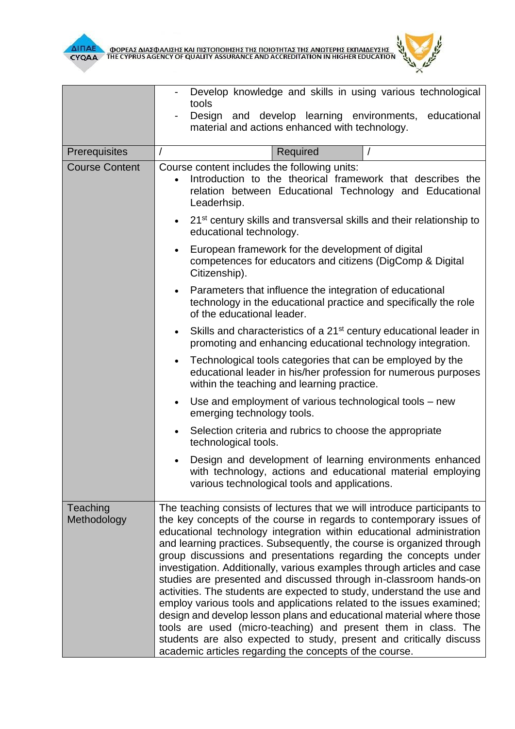| | | | |
|---|---|---|---|
| | - Develop knowledge and skills in using various technological tools<br>- Design and develop learning environments, educational material and actions enhanced with technology. | | |
| Prerequisites | / | Required | / |
| Course Content | Course content includes the following units:<br>• Introduction to the theorical framework that describes the relation between Educational Technology and Educational Leaderhsip.<br>• 21st century skills and transversal skills and their relationship to educational technology.<br>• European framework for the development of digital competences for educators and citizens (DigComp & Digital Citizenship).<br>• Parameters that influence the integration of educational technology in the educational practice and specifically the role of the educational leader.<br>• Skills and characteristics of a 21st century educational leader in promoting and enhancing educational technology integration.<br>• Technological tools categories that can be employed by the educational leader in his/her profession for numerous purposes within the teaching and learning practice.<br>• Use and employment of various technological tools – new emerging technology tools.<br>• Selection criteria and rubrics to choose the appropriate technological tools.<br>• Design and development of learning environments enhanced with technology, actions and educational material employing various technological tools and applications. | | |
| Teaching Methodology | The teaching consists of lectures that we will introduce participants to the key concepts of the course in regards to contemporary issues of educational technology integration within educational administration and learning practices. Subsequently, the course is organized through group discussions and presentations regarding the concepts under investigation. Additionally, various examples through articles and case studies are presented and discussed through in-classroom hands-on activities. The students are expected to study, understand the use and employ various tools and applications related to the issues examined; design and develop lesson plans and educational material where those tools are used (micro-teaching) and present them in class. The students are also expected to study, present and critically discuss academic articles regarding the concepts of the course. | | |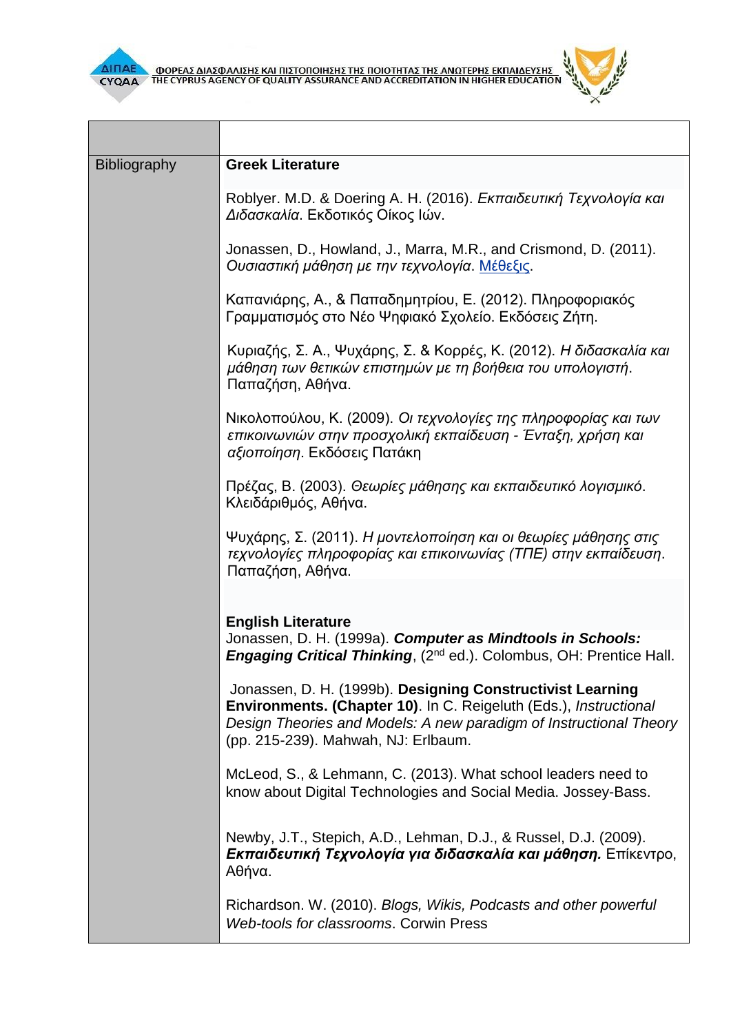| | |
|---|---|
| Bibliography | **Greek Literature**<br><br>Roblyer. M.D. & Doering A. H. (2016). *Εκπαιδευτική Τεχνολογία και Διδασκαλία*. Εκδοτικός Οίκος Ιών.<br><br>Jonassen, D., Howland, J., Marra, M.R., and Crismond, D. (2011). *Ουσιαστική μάθηση με την τεχνολογία*. Μέθεξις.<br><br>Καπανιάρης, Α., & Παπαδημητρίου, Ε. (2012). Πληροφοριακός Γραμματισμός στο Νέο Ψηφιακό Σχολείο. Εκδόσεις Ζήτη.<br><br>Κυριαζής, Σ. Α., Ψυχάρης, Σ. & Κορρές, Κ. (2012). *Η διδασκαλία και μάθηση των θετικών επιστημών με τη βοήθεια του υπολογιστή*. Παπαζήση, Αθήνα.<br><br>Νικολοπούλου, Κ. (2009). *Οι τεχνολογίες της πληροφορίας και των επικοινωνιών στην προσχολική εκπαίδευση - Ένταξη, χρήση και αξιοποίηση*. Εκδόσεις Πατάκη<br><br>Πρέζας, Β. (2003). *Θεωρίες μάθησης και εκπαιδευτικό λογισμικό*. Κλειδάριθμός, Αθήνα.<br><br>Ψυχάρης, Σ. (2011). *Η μοντελοποίηση και οι θεωρίες μάθησης στις τεχνολογίες πληροφορίας και επικοινωνίας (ΤΠΕ) στην εκπαίδευση*. Παπαζήση, Αθήνα.<br><br>**English Literature**<br>Jonassen, D. H. (1999a). ***Computer as Mindtools in Schools: Engaging Critical Thinking***, (2nd ed.). Colombus, OH: Prentice Hall.<br><br>Jonassen, D. H. (1999b). **Designing Constructivist Learning Environments. (Chapter 10)**. In C. Reigeluth (Eds.), *Instructional Design Theories and Models: A new paradigm of Instructional Theory* (pp. 215-239). Mahwah, NJ: Erlbaum.<br><br>McLeod, S., & Lehmann, C. (2013). What school leaders need to know about Digital Technologies and Social Media. Jossey-Bass.<br><br>Newby, J.T., Stepich, A.D., Lehman, D.J., & Russel, D.J. (2009). ***Εκπαιδευτική Τεχνολογία για διδασκαλία και μάθηση.*** Επίκεντρο, Αθήνα.<br><br>Richardson. W. (2010). *Blogs, Wikis, Podcasts and other powerful Web-tools for classrooms*. Corwin Press |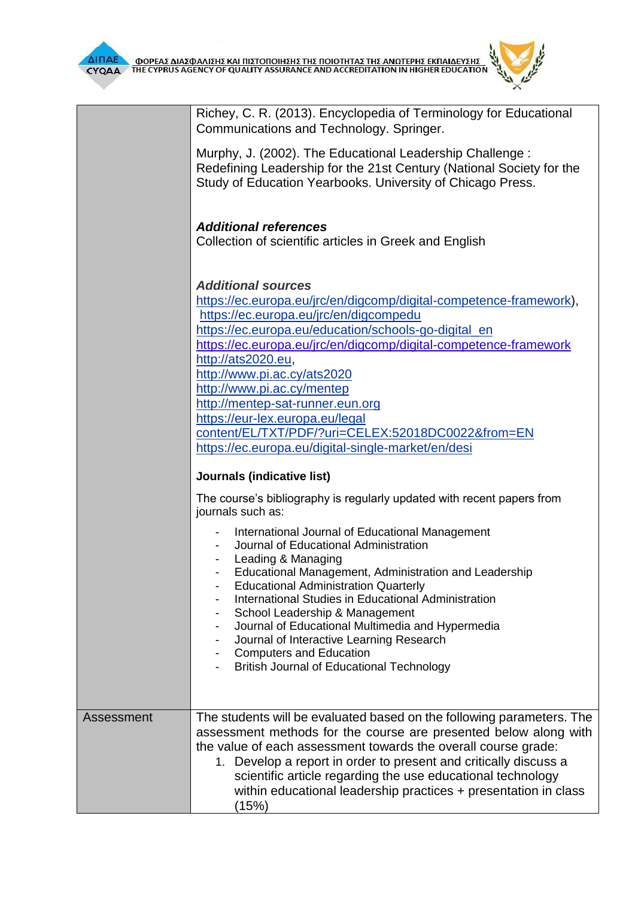| | |
|---|---|
| | Richey, C. R. (2013). Encyclopedia of Terminology for Educational Communications and Technology. Springer.<br><br>Murphy, J. (2002). The Educational Leadership Challenge : Redefining Leadership for the 21st Century (National Society for the Study of Education Yearbooks. University of Chicago Press.<br><br>***Additional references***<br>Collection of scientific articles in Greek and English<br><br>***Additional sources***<br>https://ec.europa.eu/jrc/en/digcomp/digital-competence-framework),<br>https://ec.europa.eu/jrc/en/digcompedu<br>https://ec.europa.eu/education/schools-go-digital_en<br>https://ec.europa.eu/jrc/en/digcomp/digital-competence-framework<br>http://ats2020.eu,<br>http://www.pi.ac.cy/ats2020<br>http://www.pi.ac.cy/mentep<br>http://mentep-sat-runner.eun.org<br>https://eur-lex.europa.eu/legal content/EL/TXT/PDF/?uri=CELEX:52018DC0022&from=EN<br>https://ec.europa.eu/digital-single-market/en/desi<br><br>**Journals (indicative list)**<br><br>The course's bibliography is regularly updated with recent papers from journals such as:<br><br>- International Journal of Educational Management<br>- Journal of Educational Administration<br>- Leading & Managing<br>- Educational Management, Administration and Leadership<br>- Educational Administration Quarterly<br>- International Studies in Educational Administration<br>- School Leadership & Management<br>- Journal of Educational Multimedia and Hypermedia<br>- Journal of Interactive Learning Research<br>- Computers and Education<br>- British Journal of Educational Technology |
| Assessment | The students will be evaluated based on the following parameters. The assessment methods for the course are presented below along with the value of each assessment towards the overall course grade:<br>1. Develop a report in order to present and critically discuss a scientific article regarding the use educational technology within educational leadership practices + presentation in class (15%) |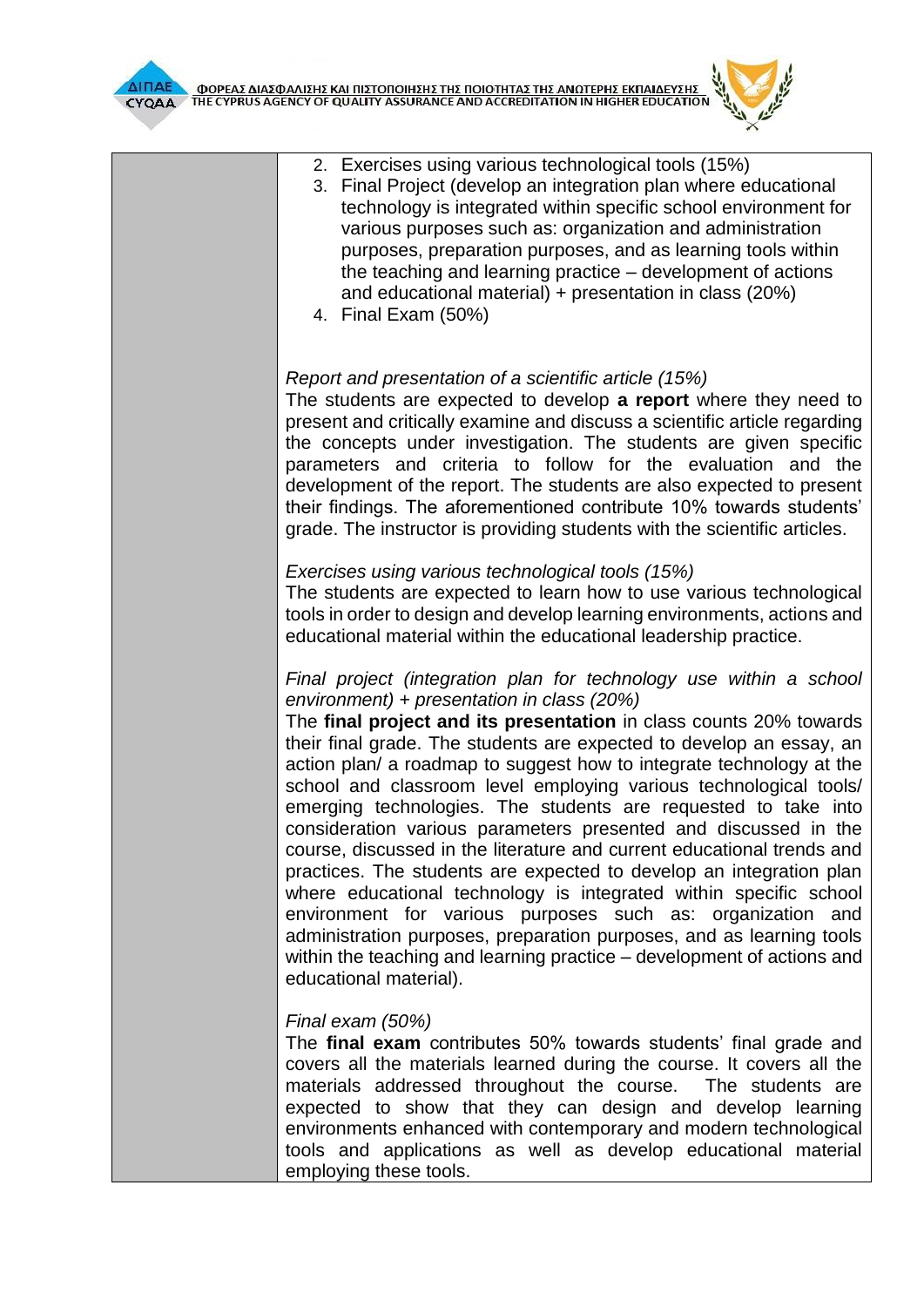| | 2. Exercises using various technological tools (15%)<br>3. Final Project (develop an integration plan where educational technology is integrated within specific school environment for various purposes such as: organization and administration purposes, preparation purposes, and as learning tools within the teaching and learning practice – development of actions and educational material) + presentation in class (20%)<br>4. Final Exam (50%)<br><br>*Report and presentation of a scientific article (15%)*<br>The students are expected to develop **a report** where they need to present and critically examine and discuss a scientific article regarding the concepts under investigation. The students are given specific parameters and criteria to follow for the evaluation and the development of the report. The students are also expected to present their findings. The aforementioned contribute 10% towards students' grade. The instructor is providing students with the scientific articles.<br><br>*Exercises using various technological tools (15%)*<br>The students are expected to learn how to use various technological tools in order to design and develop learning environments, actions and educational material within the educational leadership practice.<br><br>*Final project (integration plan for technology use within a school environment) + presentation in class (20%)*<br>The **final project and its presentation** in class counts 20% towards their final grade. The students are expected to develop an essay, an action plan/ a roadmap to suggest how to integrate technology at the school and classroom level employing various technological tools/ emerging technologies. The students are requested to take into consideration various parameters presented and discussed in the course, discussed in the literature and current educational trends and practices. The students are expected to develop an integration plan where educational technology is integrated within specific school environment for various purposes such as: organization and administration purposes, preparation purposes, and as learning tools within the teaching and learning practice – development of actions and educational material).<br><br>*Final exam (50%)*<br>The **final exam** contributes 50% towards students' final grade and covers all the materials learned during the course. It covers all the materials addressed throughout the course. The students are expected to show that they can design and develop learning environments enhanced with contemporary and modern technological tools and applications as well as develop educational material employing these tools. |
|---|---|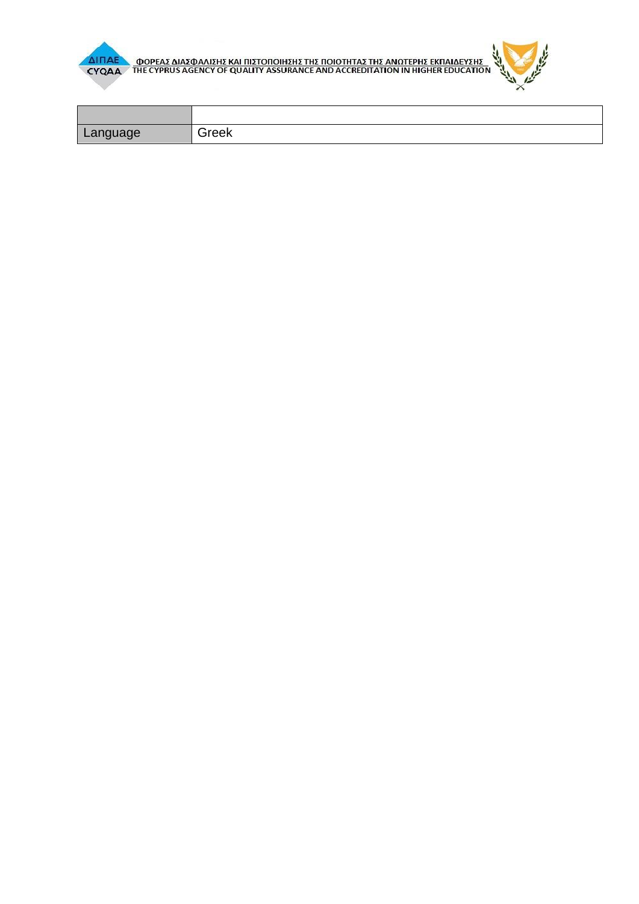| | |
|---|---|
| Language | Greek |